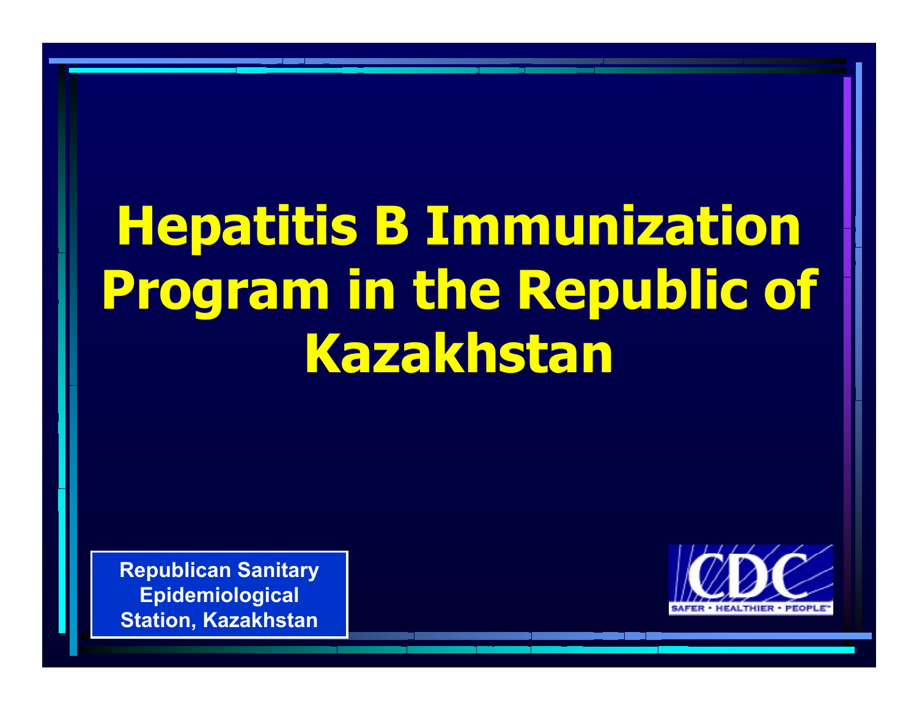# Hepatitis B Immunization Program in the Republic of Kazakhstan

**Republican Sanitary Epidemiological Station, Kazakhstan**

CDC

SAFER • HEALTHIER • PEOPLE™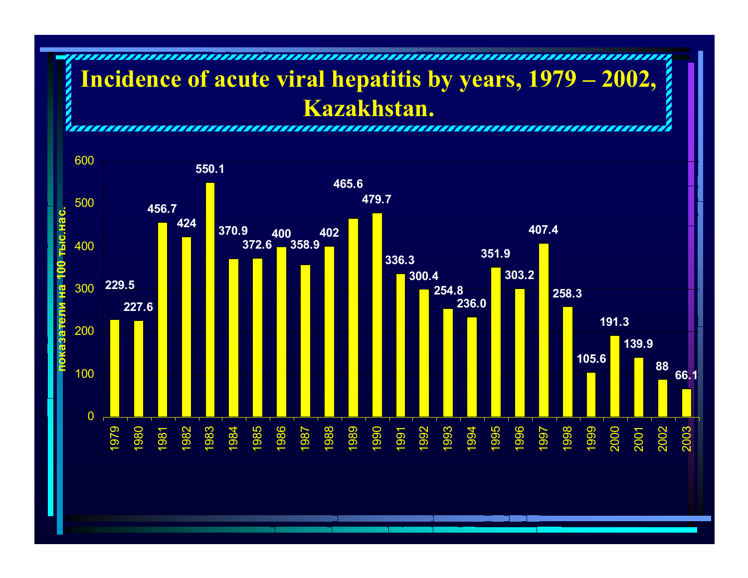# Incidence of acute viral hepatitis by years, 1979 – 2002, Kazakhstan.

показатели на 100 тыс.нас.

600
500
400
300
200
100
0

229.5
227.6
456.7
424
550.1
370.9
372.6
400
358.9
402
465.6
479.7
336.3
300.4
254.8
236.0
351.9
303.2
407.4
258.3
105.6
191.3
139.9
88
66.1

1979
1980
1981
1982
1983
1984
1985
1986
1987
1988
1989
1990
1991
1992
1993
1994
1995
1996
1997
1998
1999
2000
2001
2002
2003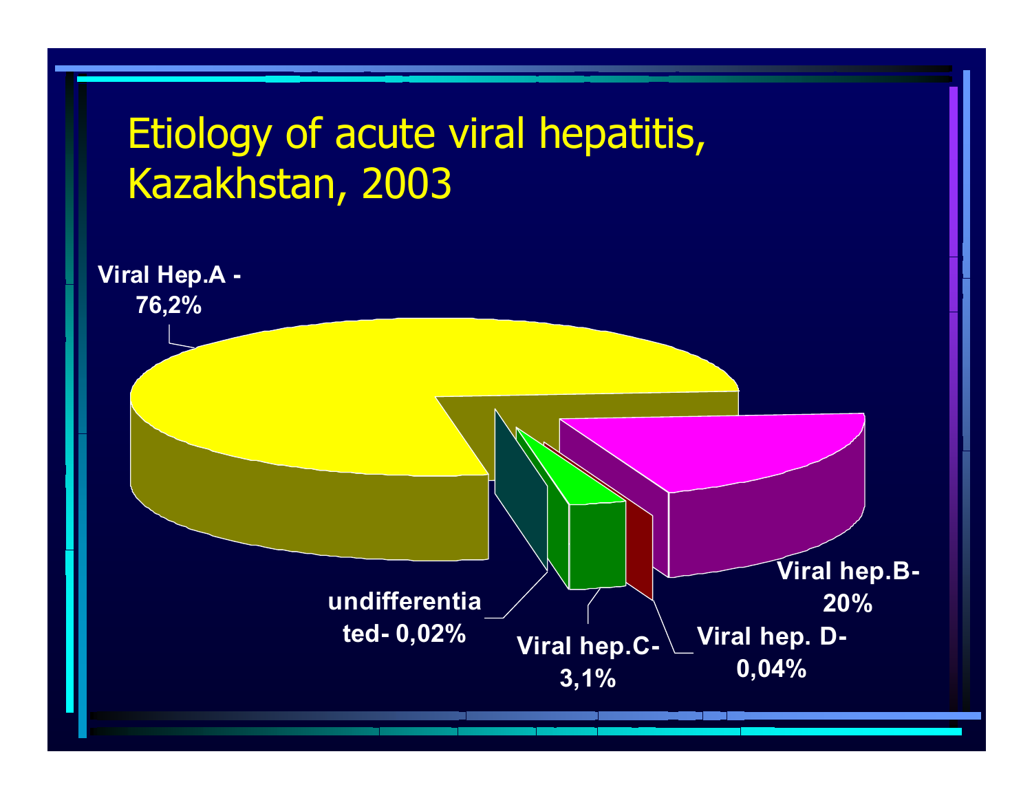# Etiology of acute viral hepatitis, Kazakhstan, 2003

Viral Hep.A - 76,2%

Viral hep.B- 20%

undifferentiated- 0,02%

Viral hep.C- 3,1%

Viral hep. D- 0,04%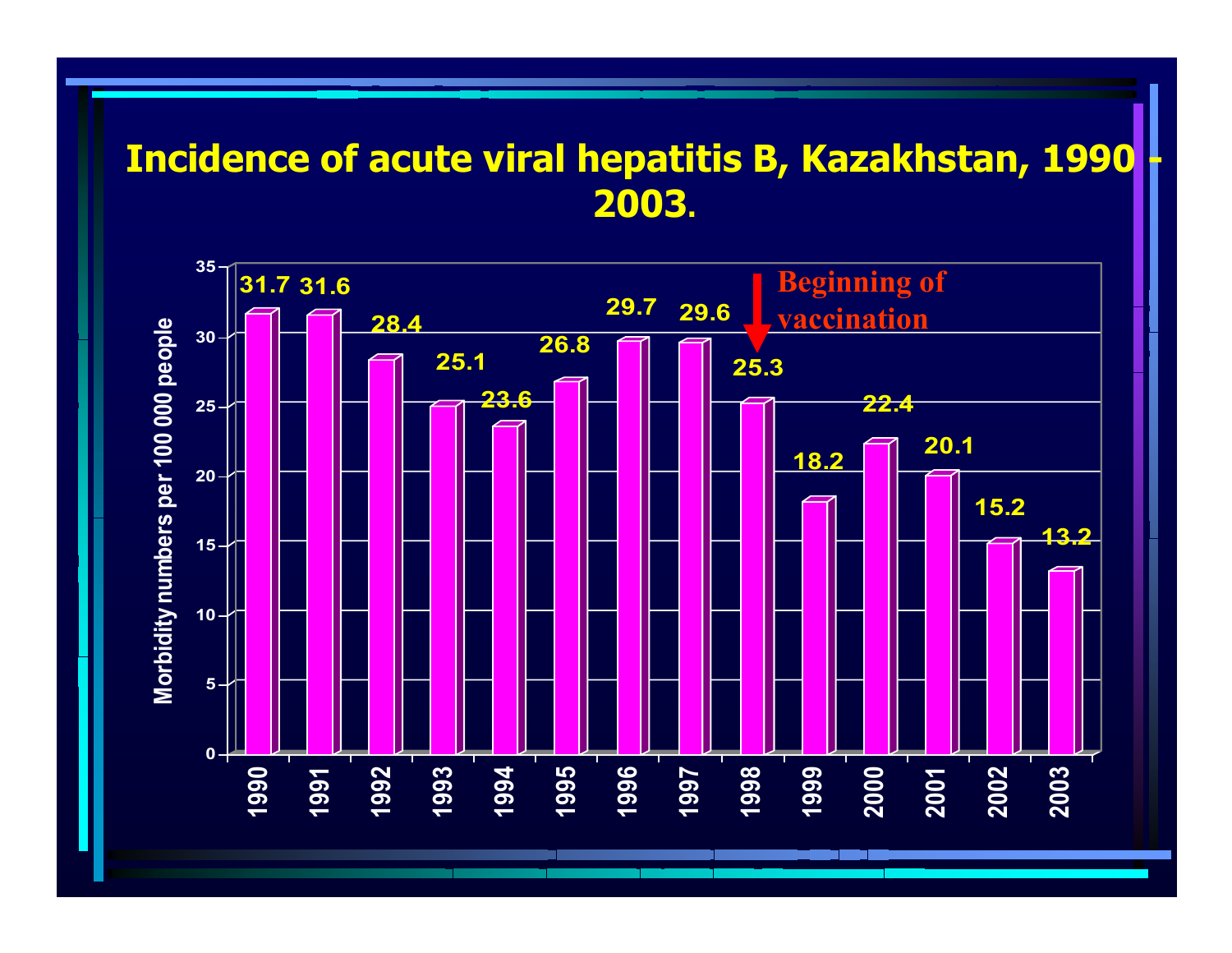# Incidence of acute viral hepatitis B, Kazakhstan, 1990 - 2003.

Beginning of vaccination

Morbidity numbers per 100 000 people

0
5
10
15
20
25
30
35

31.7
31.6
28.4
25.1
23.6
26.8
29.7
29.6
25.3
18.2
22.4
20.1
15.2
13.2

1990
1991
1992
1993
1994
1995
1996
1997
1998
1999
2000
2001
2002
2003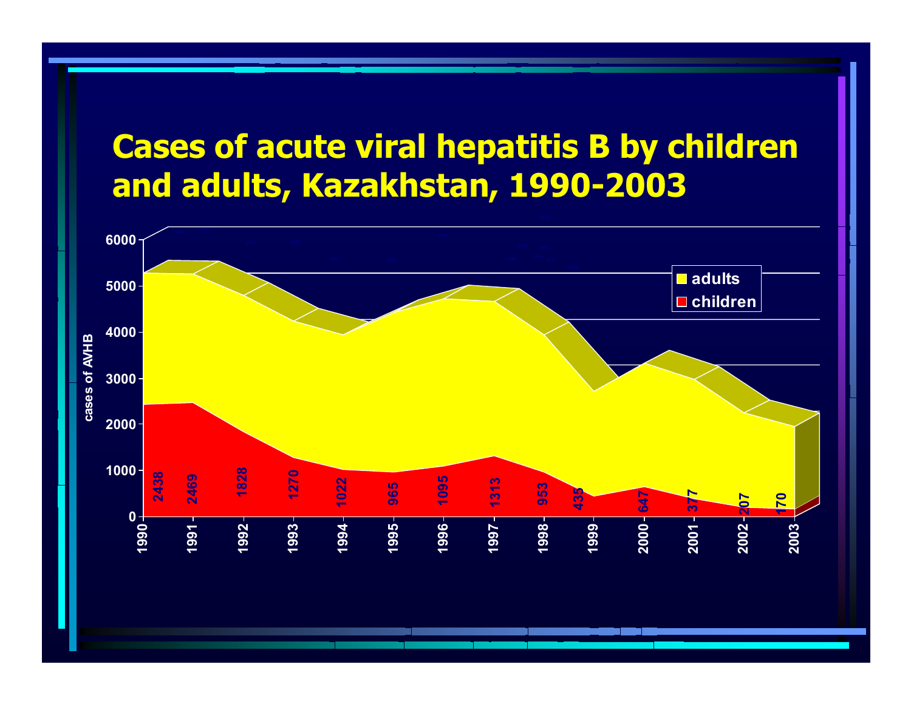# Cases of acute viral hepatitis B by children and adults, Kazakhstan, 1990-2003

| Year | children |
|---|---|
| 1990 | 2438 |
| 1991 | 2469 |
| 1992 | 1828 |
| 1993 | 1270 |
| 1994 | 1022 |
| 1995 | 965 |
| 1996 | 1095 |
| 1997 | 1313 |
| 1998 | 953 |
| 1999 | 435 |
| 2000 | 647 |
| 2001 | 377 |
| 2002 | 207 |
| 2003 | 170 |

cases of AVHB

adults

children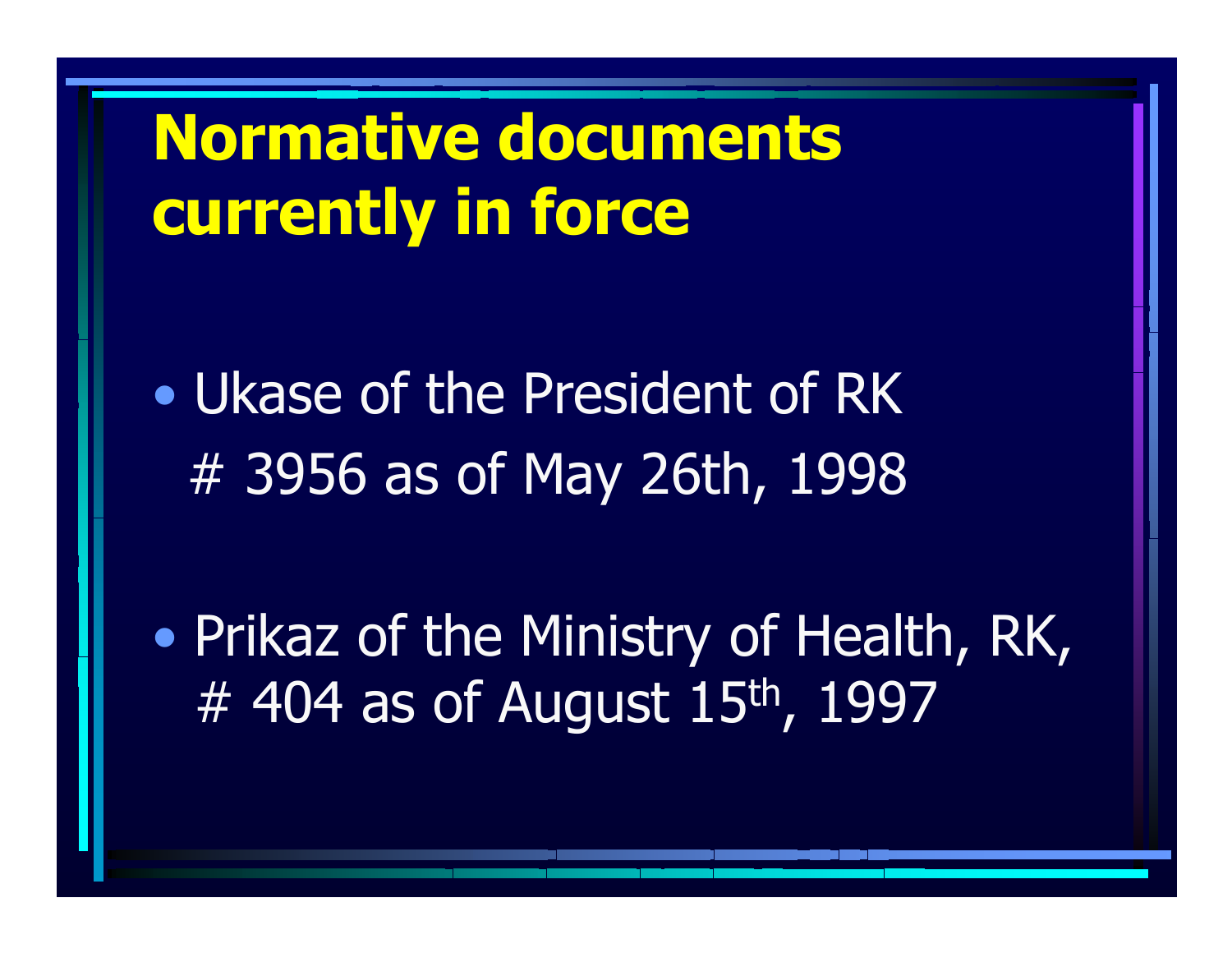# Normative documents currently in force

- Ukase of the President of RK # 3956 as of May 26th, 1998
- Prikaz of the Ministry of Health, RK, # 404 as of August 15th, 1997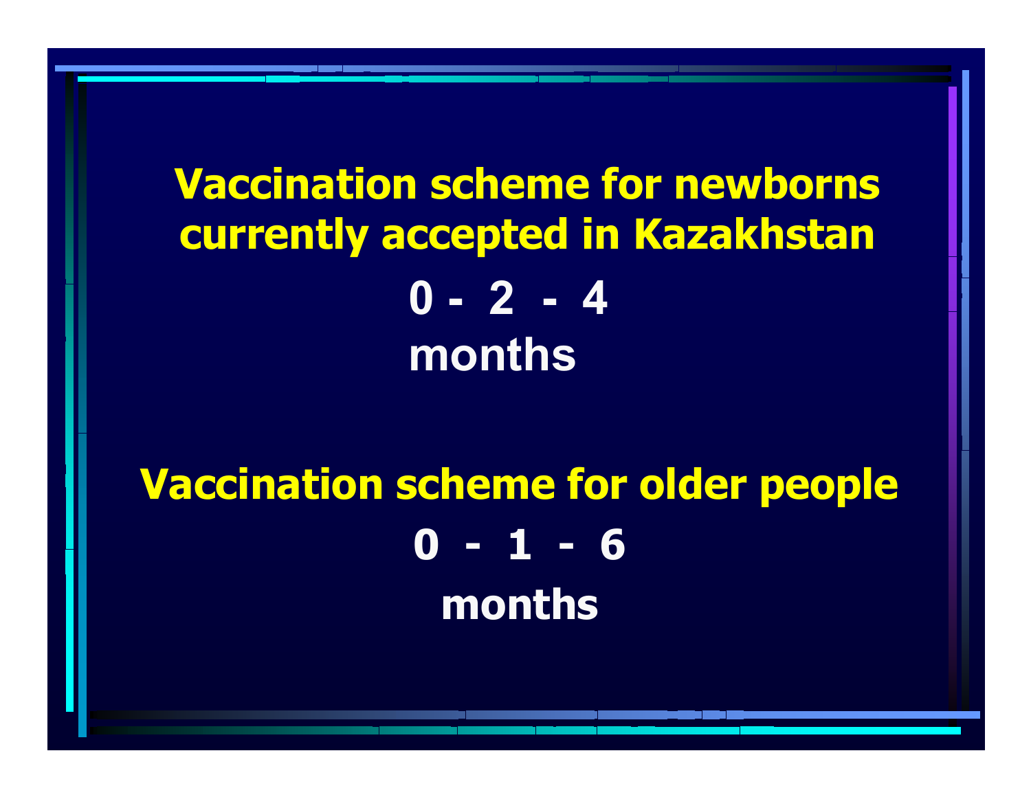## Vaccination scheme for newborns currently accepted in Kazakhstan

**0 - 2 - 4**

**months**

## Vaccination scheme for older people

**0 - 1 - 6**

**months**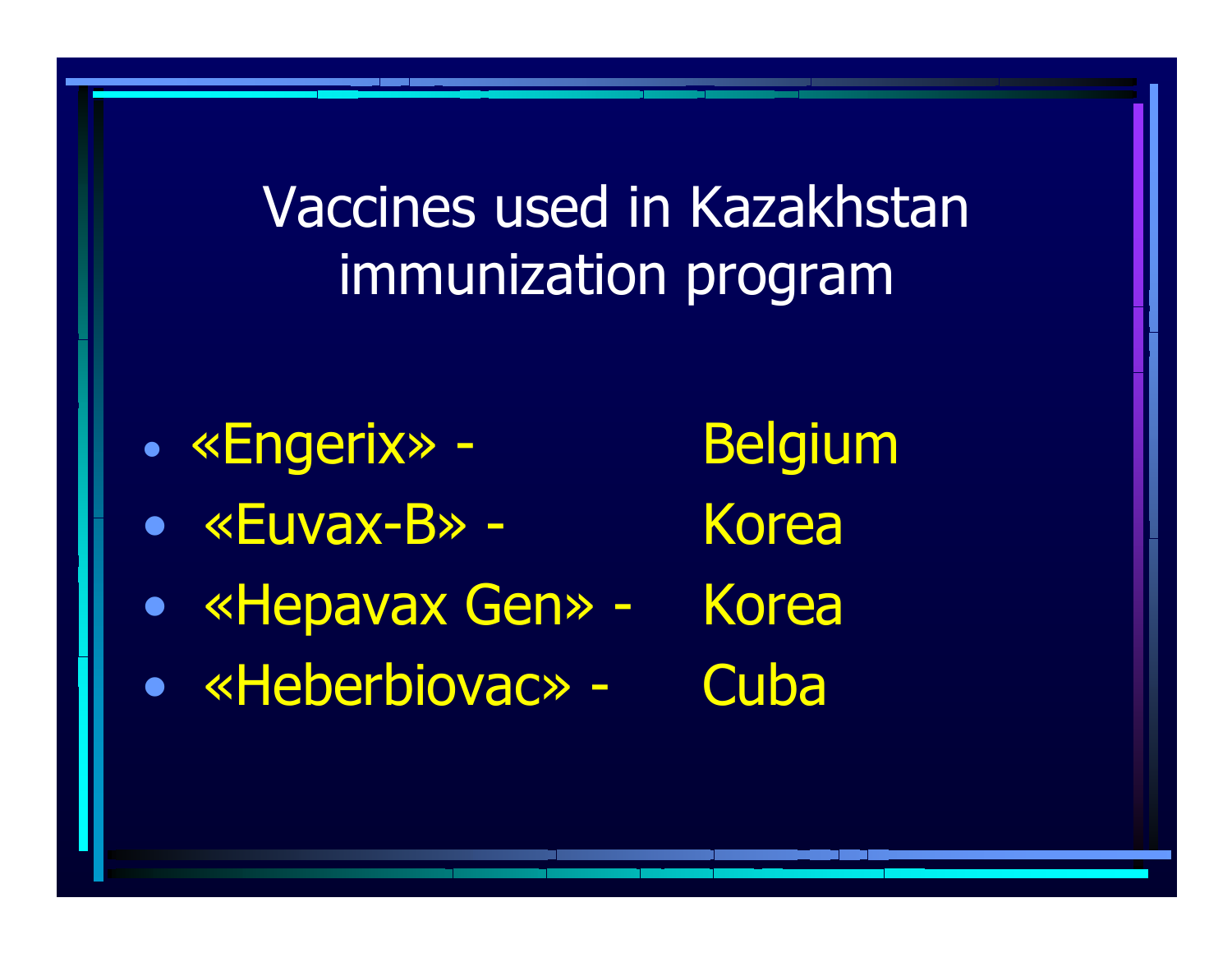# Vaccines used in Kazakhstan immunization program

- «Engerix» - Belgium
- «Euvax-B» - Korea
- «Hepavax Gen» - Korea
- «Heberbiovac» - Cuba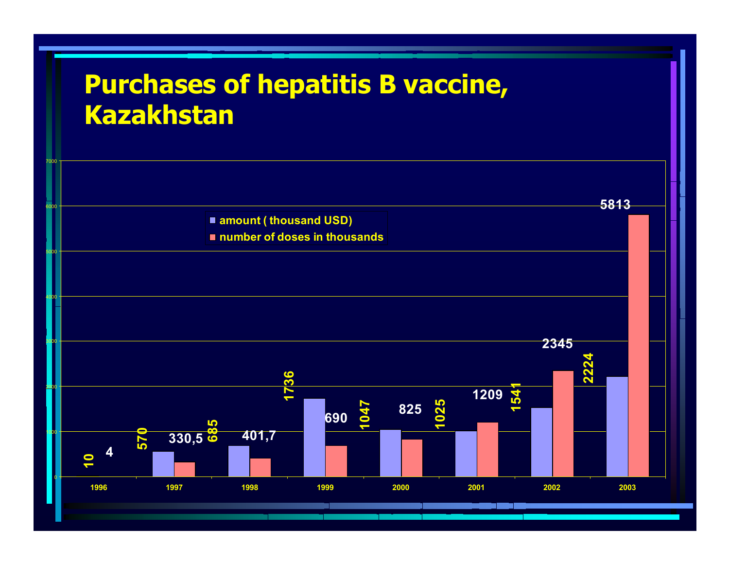# Purchases of hepatitis B vaccine, Kazakhstan

amount ( thousand USD)
number of doses in thousands

7000
6000
5000
4000
3000
2000
1000
0

1996
1997
1998
1999
2000
2001
2002
2003

10
4
570
330,5
685
401,7
1736
690
1047
825
1025
1209
1541
2345
2224
5813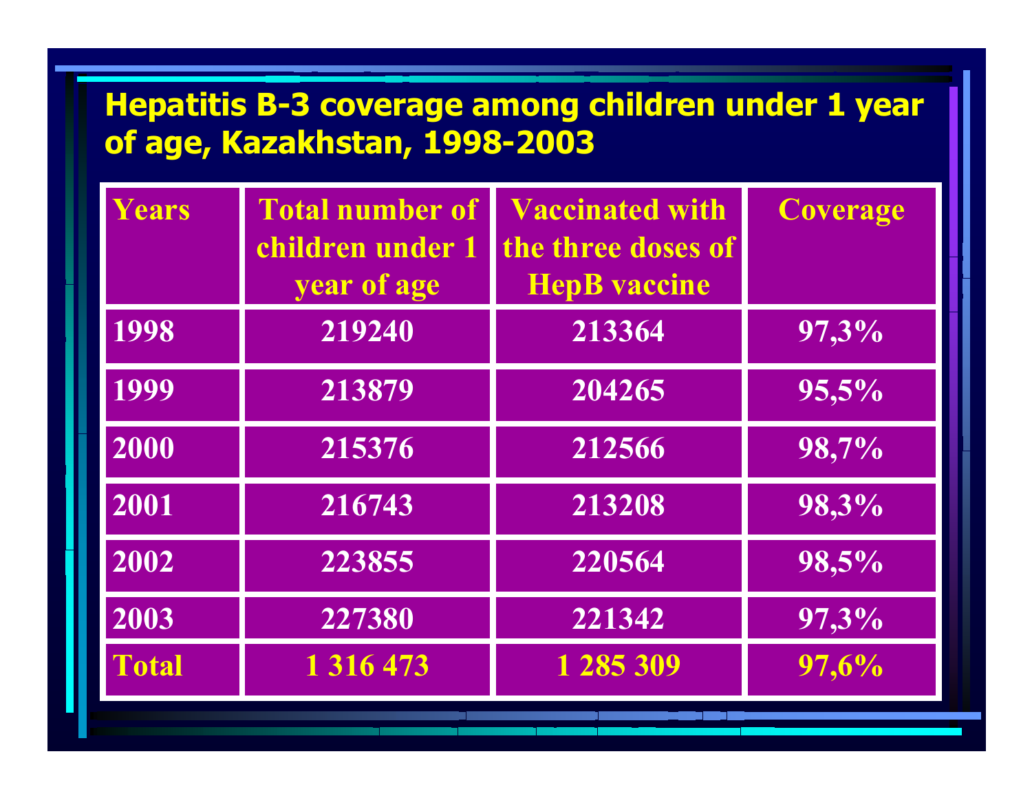# Hepatitis B-3 coverage among children under 1 year of age, Kazakhstan, 1998-2003

| Years | Total number of children under 1 year of age | Vaccinated with the three doses of HepB vaccine | Coverage |
|---|---|---|---|
| 1998 | 219240 | 213364 | 97,3% |
| 1999 | 213879 | 204265 | 95,5% |
| 2000 | 215376 | 212566 | 98,7% |
| 2001 | 216743 | 213208 | 98,3% |
| 2002 | 223855 | 220564 | 98,5% |
| 2003 | 227380 | 221342 | 97,3% |
| **Total** | **1 316 473** | **1 285 309** | **97,6%** |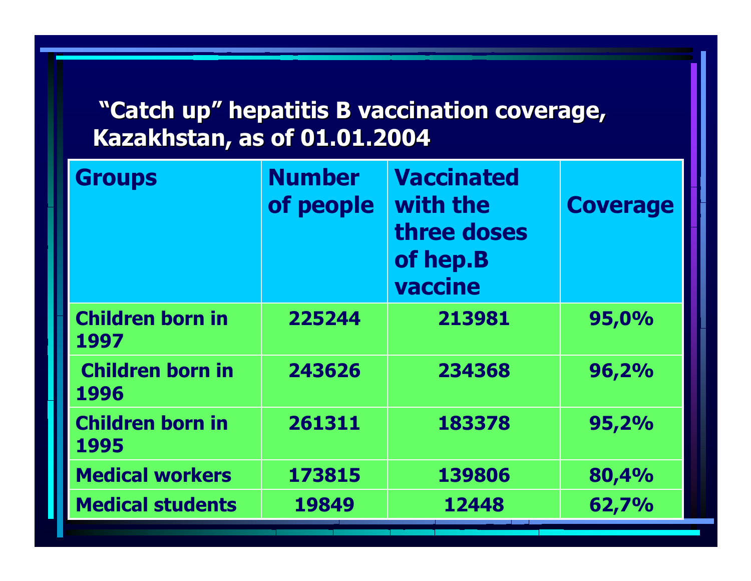## "Catch up" hepatitis B vaccination coverage, Kazakhstan, as of 01.01.2004

| Groups | Number of people | Vaccinated with the three doses of hep.B vaccine | Coverage |
|---|---|---|---|
| Children born in 1997 | 225244 | 213981 | 95,0% |
| Children born in 1996 | 243626 | 234368 | 96,2% |
| Children born in 1995 | 261311 | 183378 | 95,2% |
| Medical workers | 173815 | 139806 | 80,4% |
| Medical students | 19849 | 12448 | 62,7% |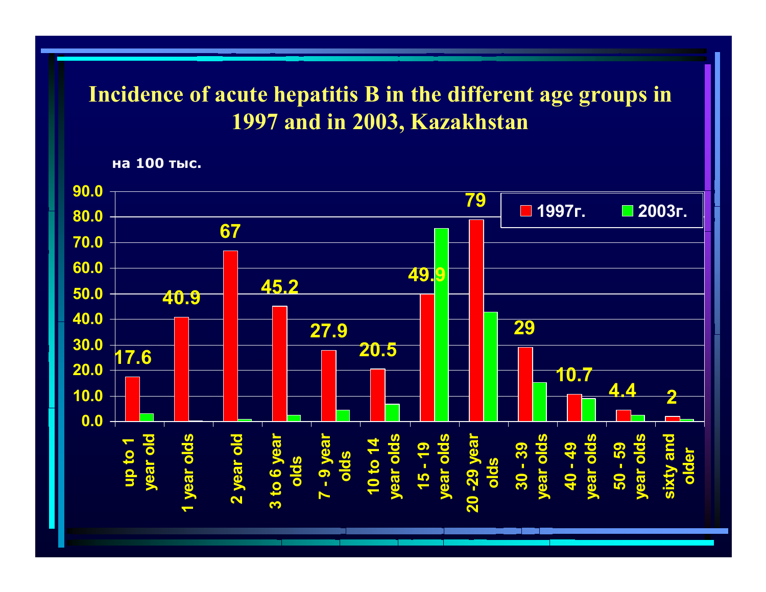# Incidence of acute hepatitis B in the different age groups in 1997 and in 2003, Kazakhstan

на 100 тыс.

90.0
80.0
70.0
60.0
50.0
40.0
30.0
20.0
10.0
0.0

1997г.
2003г.

17.6
40.9
67
45.2
27.9
20.5
49.9
79
29
10.7
4.4
2

up to 1 year old
1 year olds
2 year old
3 to 6 year olds
7 - 9 year olds
10 to 14 year olds
15 - 19 year olds
20 -29 year olds
30 - 39 year olds
40 - 49 year olds
50 - 59 year olds
sixty and older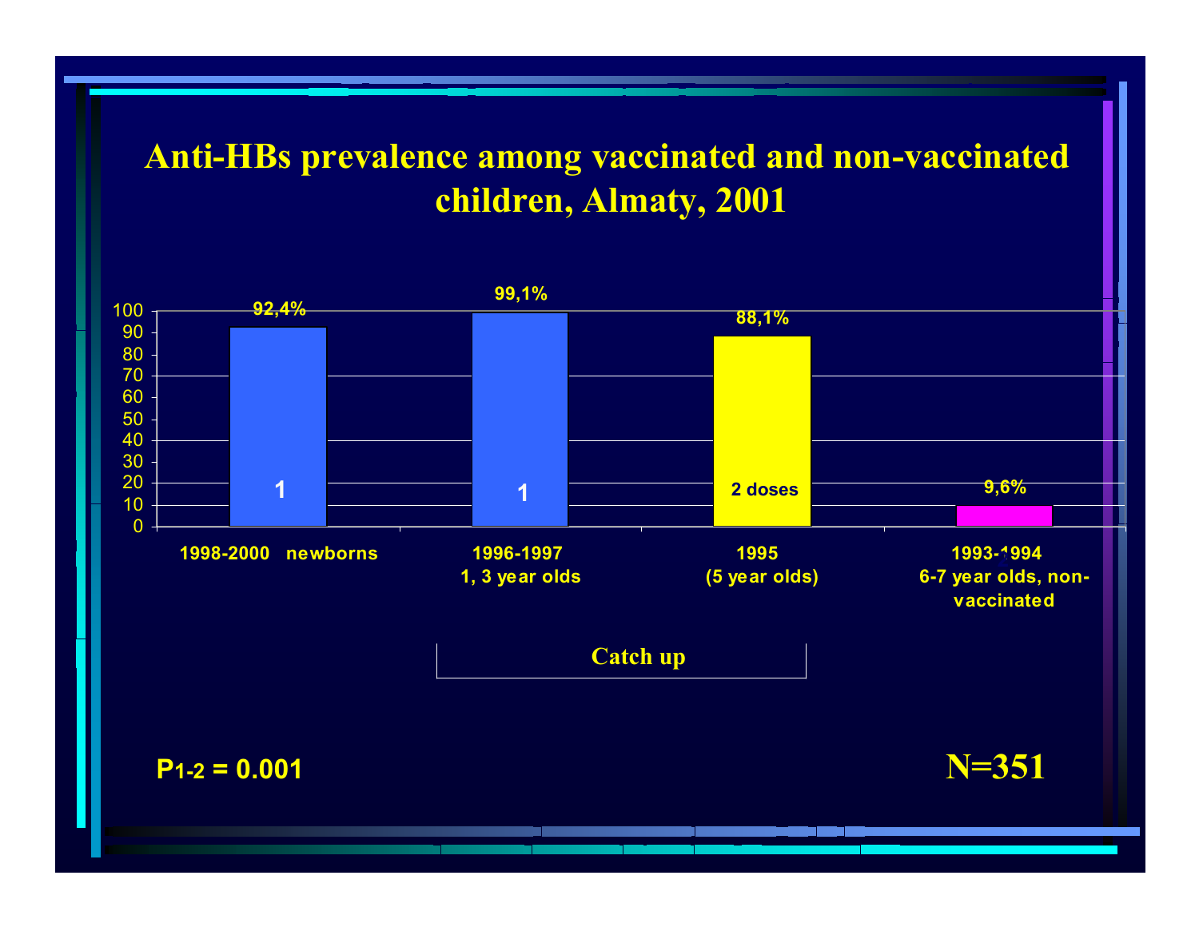# Anti-HBs prevalence among vaccinated and non-vaccinated children, Almaty, 2001

100
90
80
70
60
50
40
30
20
10
0

92,4%
1

99,1%
1

88,1%
2 doses

9,6%

1998-2000 newborns

1996-1997
1, 3 year olds

1995
(5 year olds)

1993-1994
6-7 year olds, non-vaccinated

Catch up

$P_{1-2}$ = 0.001

N=351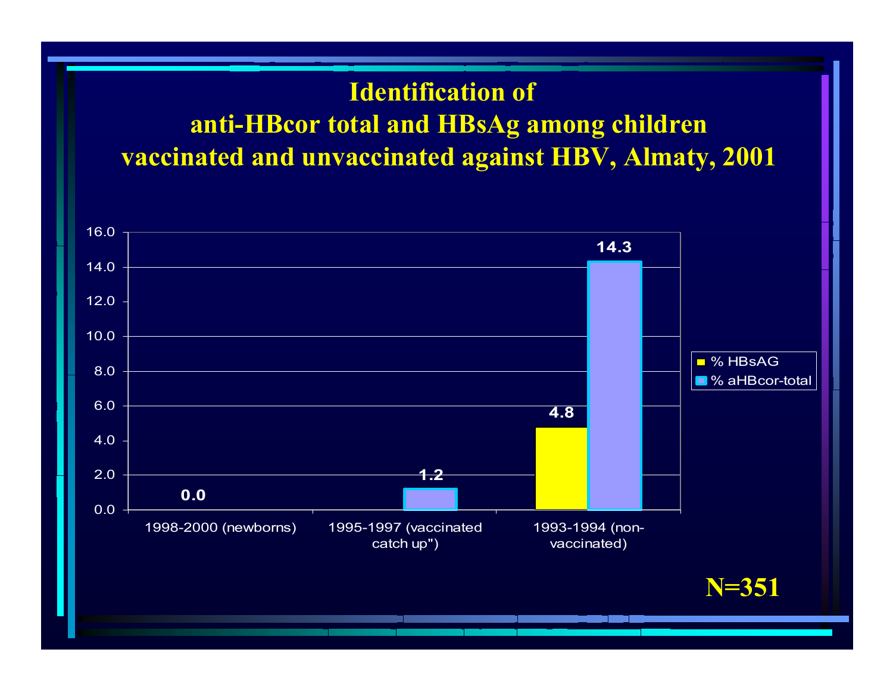# Identification of anti-HBcor total and HBsAg among children vaccinated and unvaccinated against HBV, Almaty, 2001

16.0
14.0
12.0
10.0
8.0
6.0
4.0
2.0
0.0

0.0

1.2

4.8

14.3

1998-2000 (newborns)

1995-1997 (vaccinated catch up")

1993-1994 (non-vaccinated)

% HBsAG

% aHBcor-total

**N=351**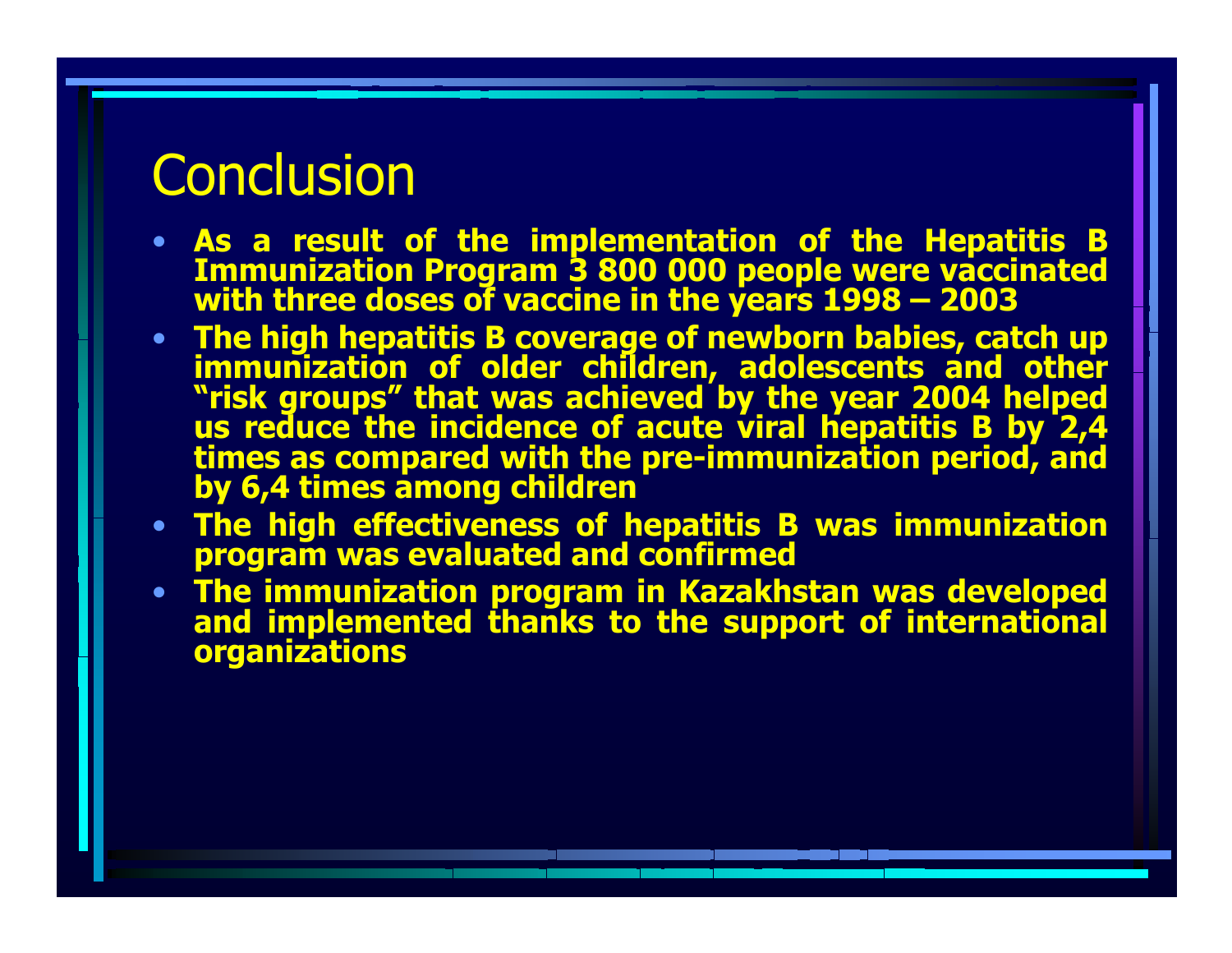# Conclusion

- **As a result of the implementation of the Hepatitis B Immunization Program 3 800 000 people were vaccinated with three doses of vaccine in the years 1998 – 2003**
- **The high hepatitis B coverage of newborn babies, catch up immunization of older children, adolescents and other "risk groups" that was achieved by the year 2004 helped us reduce the incidence of acute viral hepatitis B by 2,4 times as compared with the pre-immunization period, and by 6,4 times among children**
- **The high effectiveness of hepatitis B was immunization program was evaluated and confirmed**
- **The immunization program in Kazakhstan was developed and implemented thanks to the support of international organizations**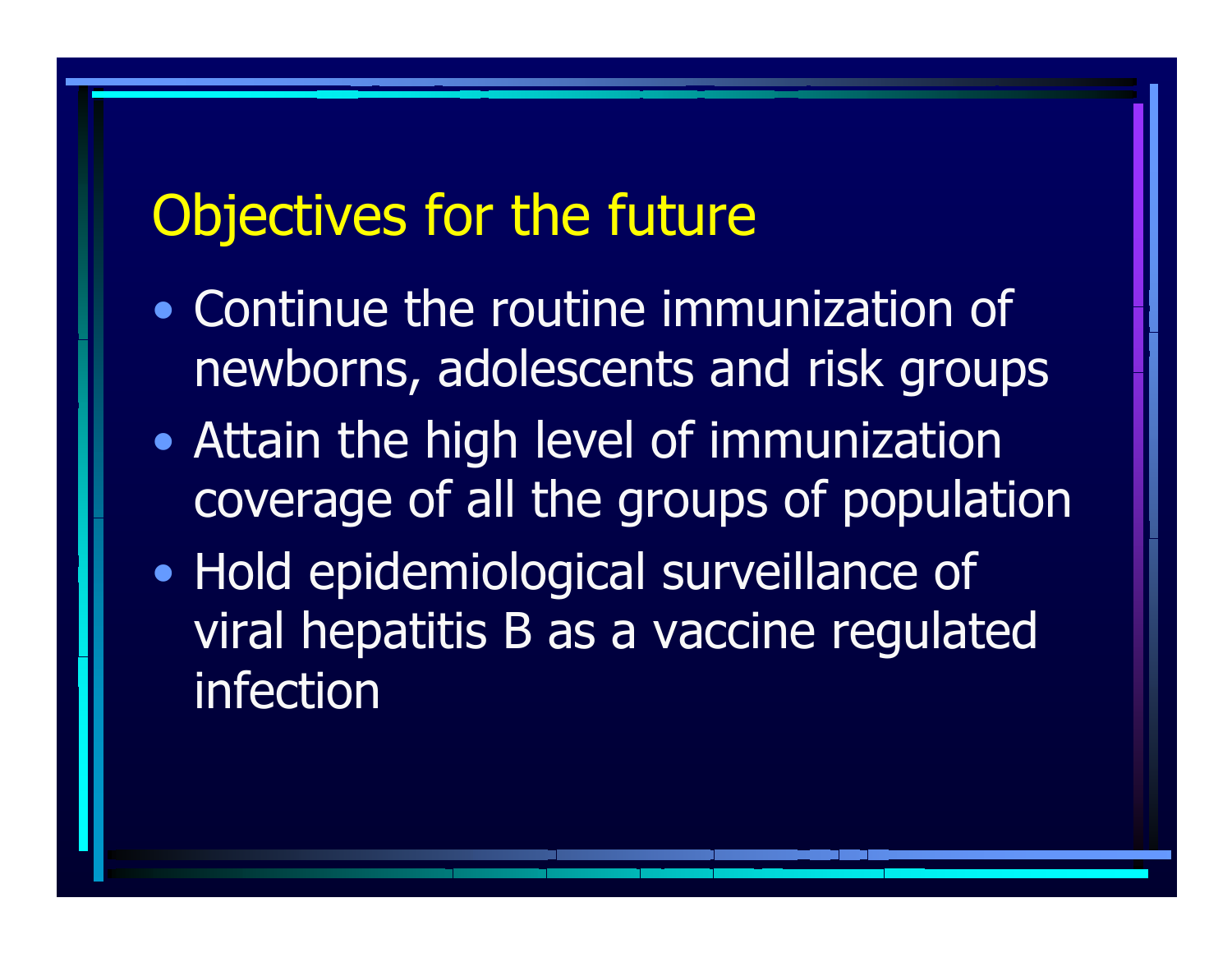# Objectives for the future

- Continue the routine immunization of newborns, adolescents and risk groups
- Attain the high level of immunization coverage of all the groups of population
- Hold epidemiological surveillance of viral hepatitis B as a vaccine regulated infection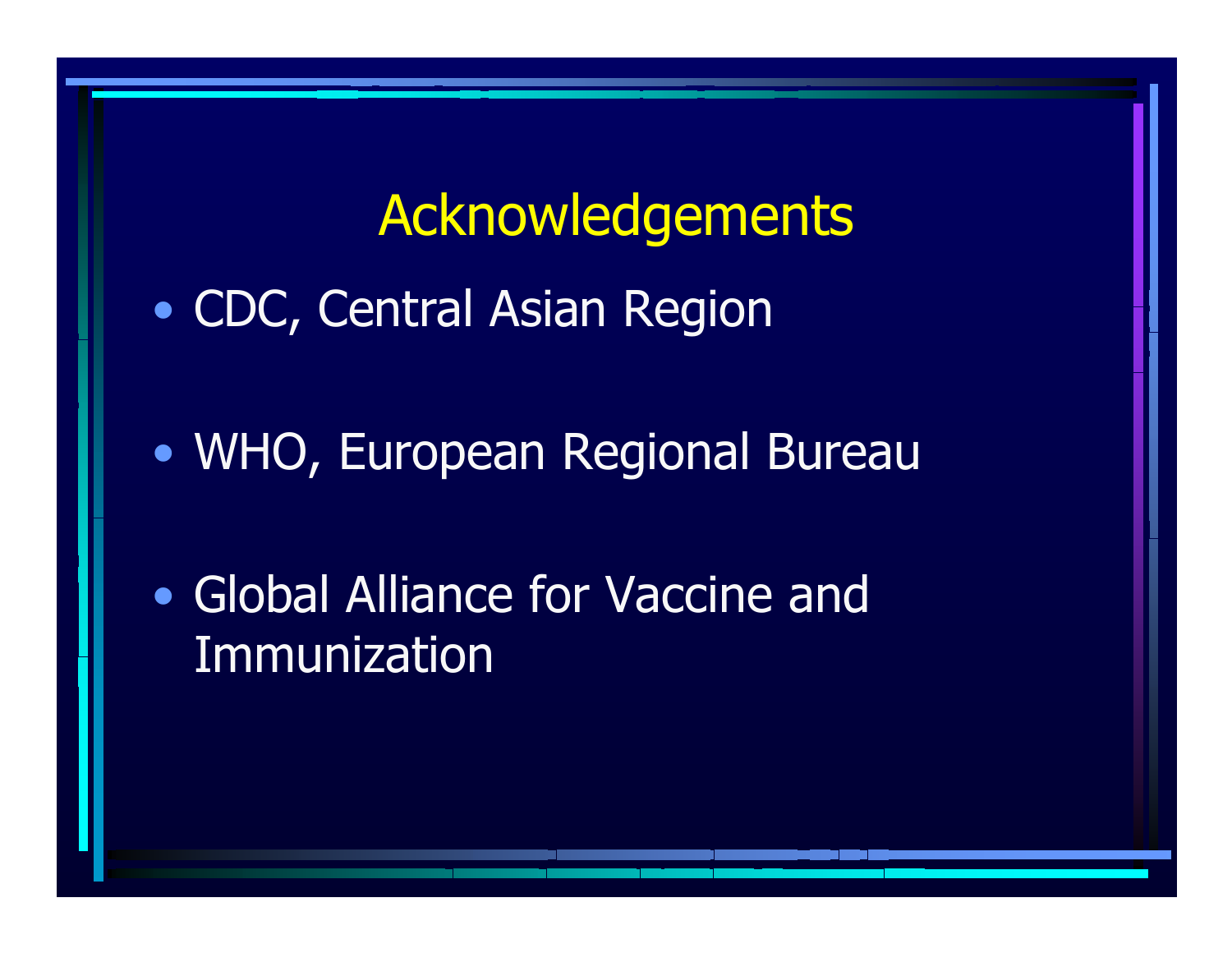# Acknowledgements

- CDC, Central Asian Region
- WHO, European Regional Bureau
- Global Alliance for Vaccine and Immunization